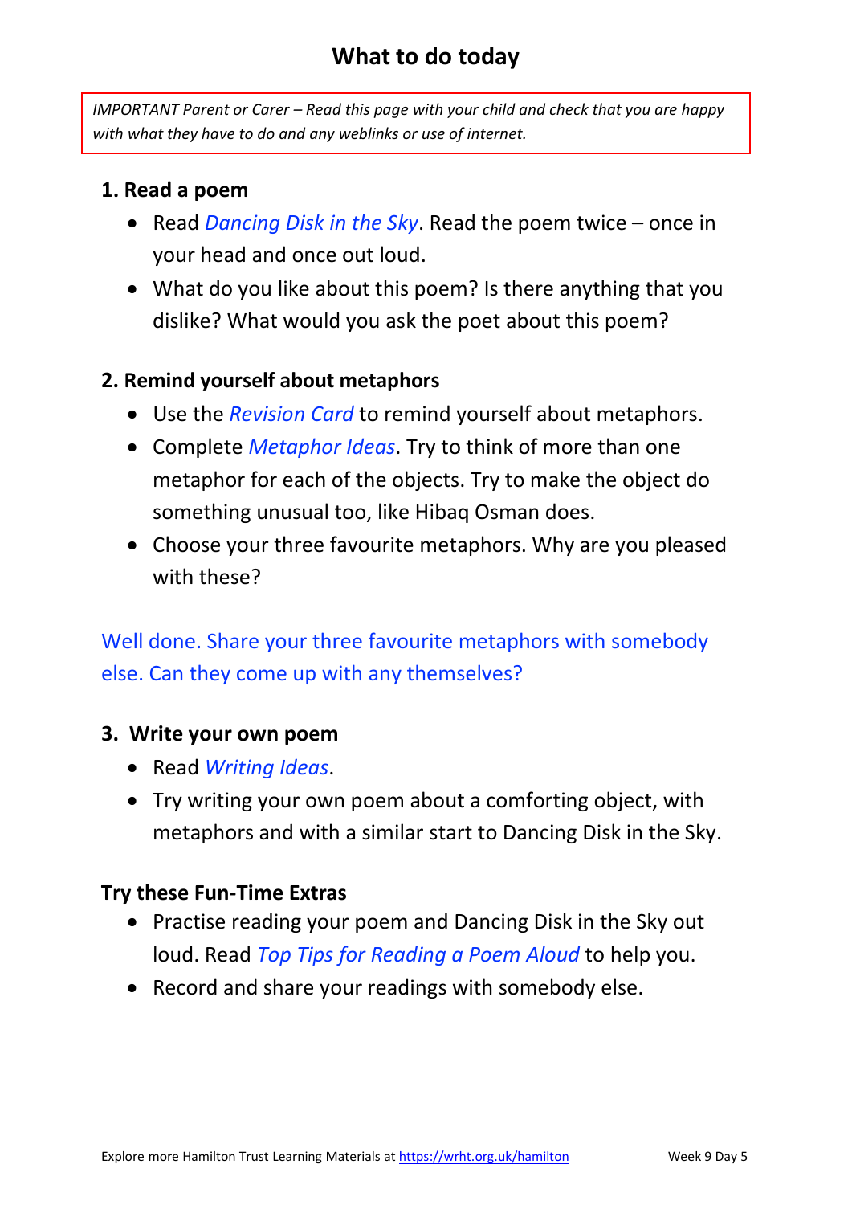# What to do today

*IMPORTANT Parent or Carer – Read this page with your child and check that you are happy with what they have to do and any weblinks or use of internet.*

**1. Read a poem**

- Read *Dancing Disk in the Sky*. Read the poem twice – once in your head and once out loud.
- What do you like about this poem? Is there anything that you dislike? What would you ask the poet about this poem?

**2. Remind yourself about metaphors**

- Use the *Revision Card* to remind yourself about metaphors.
- Complete *Metaphor Ideas*. Try to think of more than one metaphor for each of the objects. Try to make the object do something unusual too, like Hibaq Osman does.
- Choose your three favourite metaphors. Why are you pleased with these?

Well done. Share your three favourite metaphors with somebody else. Can they come up with any themselves?

**3. Write your own poem**

- Read *Writing Ideas*.
- Try writing your own poem about a comforting object, with metaphors and with a similar start to Dancing Disk in the Sky.

**Try these Fun-Time Extras**

- Practise reading your poem and Dancing Disk in the Sky out loud. Read *Top Tips for Reading a Poem Aloud* to help you.
- Record and share your readings with somebody else.

Explore more Hamilton Trust Learning Materials at https://wrht.org.uk/hamilton Week 9 Day 5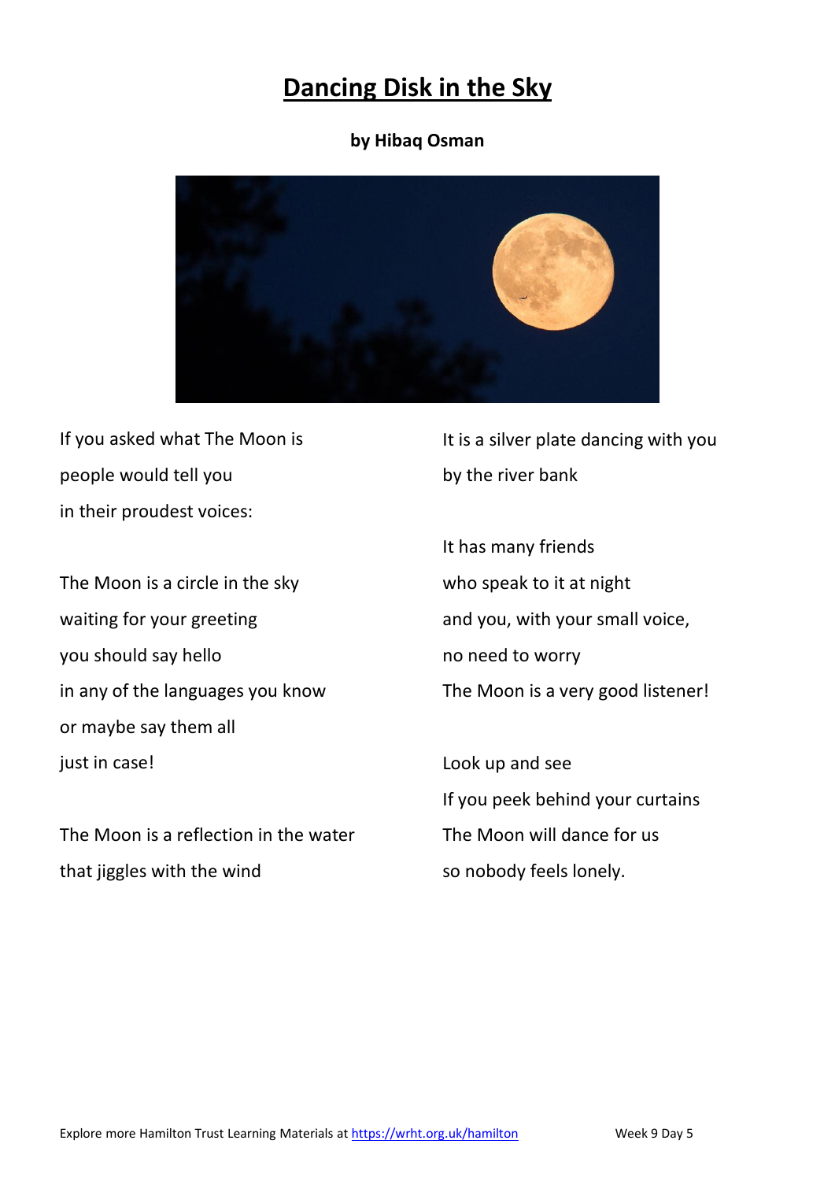# Dancing Disk in the Sky

**by Hibaq Osman**

If you asked what The Moon is
people would tell you
in their proudest voices:

The Moon is a circle in the sky
waiting for your greeting
you should say hello
in any of the languages you know
or maybe say them all
just in case!

The Moon is a reflection in the water
that jiggles with the wind

It is a silver plate dancing with you
by the river bank

It has many friends
who speak to it at night
and you, with your small voice,
no need to worry
The Moon is a very good listener!

Look up and see
If you peek behind your curtains
The Moon will dance for us
so nobody feels lonely.

Explore more Hamilton Trust Learning Materials at https://wrht.org.uk/hamilton Week 9 Day 5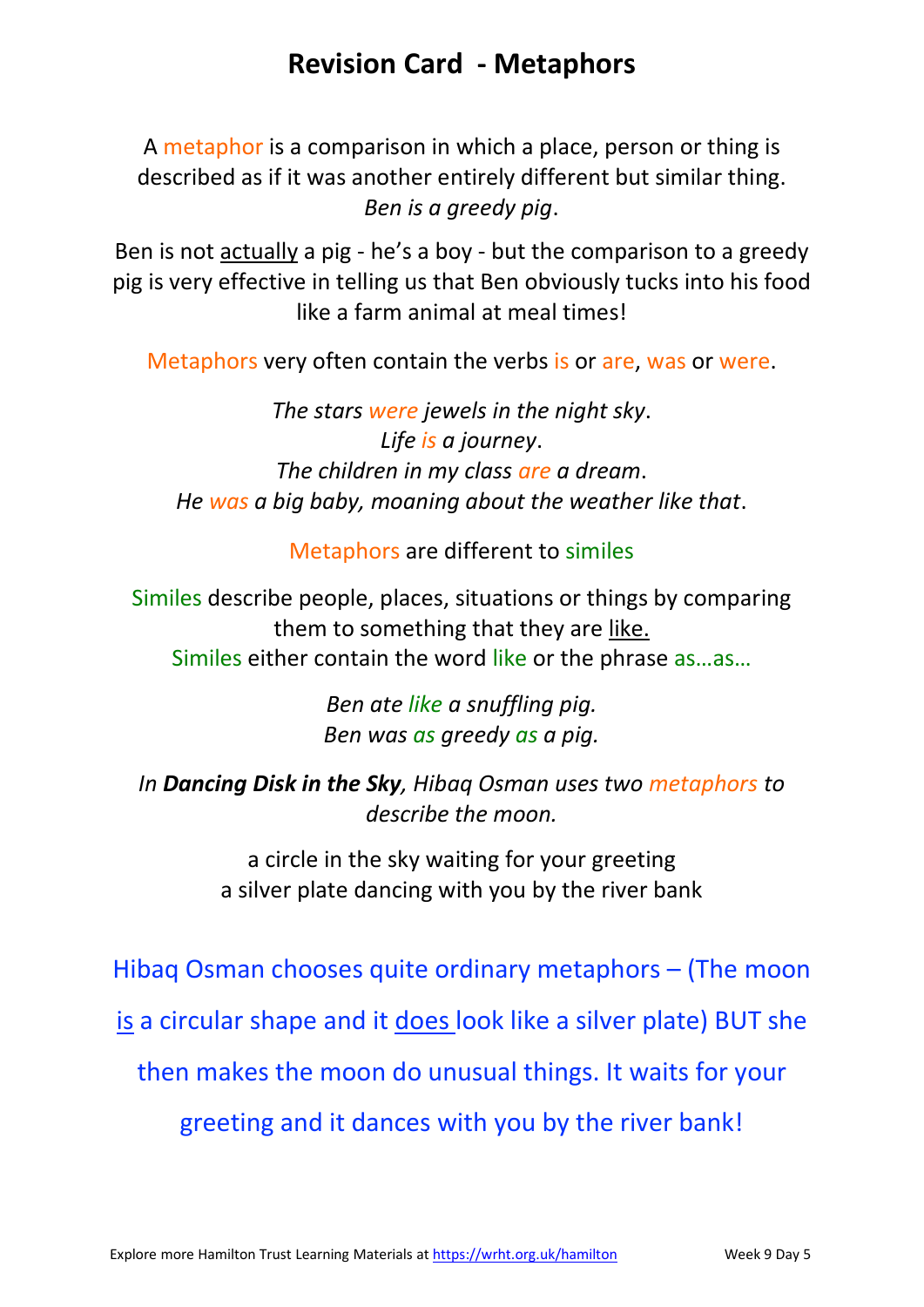# Revision Card - Metaphors

A metaphor is a comparison in which a place, person or thing is described as if it was another entirely different but similar thing.
*Ben is a greedy pig*.

Ben is not actually a pig - he's a boy - but the comparison to a greedy pig is very effective in telling us that Ben obviously tucks into his food like a farm animal at meal times!

Metaphors very often contain the verbs is or are, was or were.

*The stars were jewels in the night sky*.
*Life is a journey*.
*The children in my class are a dream*.
*He was a big baby, moaning about the weather like that*.

Metaphors are different to similes

Similes describe people, places, situations or things by comparing them to something that they are like.
Similes either contain the word like or the phrase as…as…

*Ben ate like a snuffling pig.*
*Ben was as greedy as a pig.*

*In **Dancing Disk in the Sky**, Hibaq Osman uses two metaphors to describe the moon.*

a circle in the sky waiting for your greeting
a silver plate dancing with you by the river bank

Hibaq Osman chooses quite ordinary metaphors – (The moon is a circular shape and it does look like a silver plate) BUT she then makes the moon do unusual things. It waits for your greeting and it dances with you by the river bank!

Explore more Hamilton Trust Learning Materials at https://wrht.org.uk/hamilton Week 9 Day 5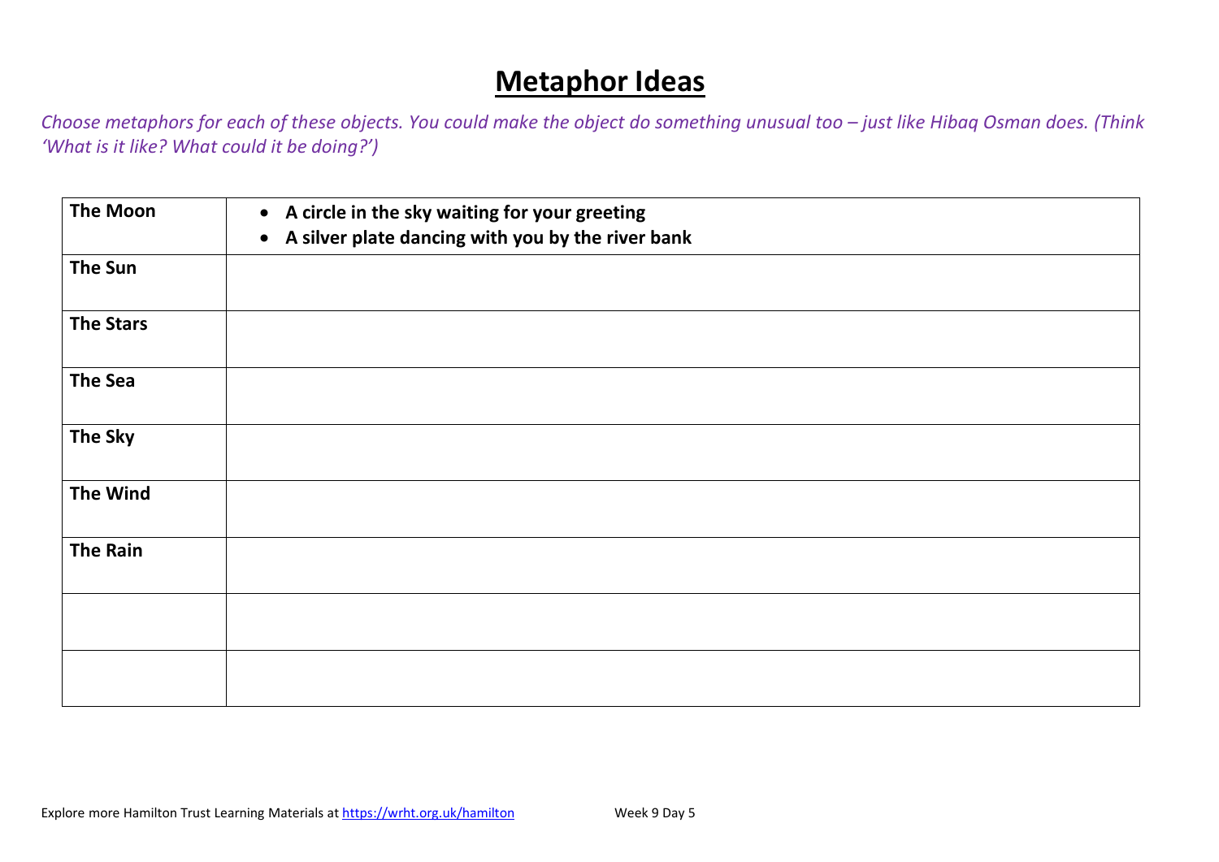# Metaphor Ideas

*Choose metaphors for each of these objects. You could make the object do something unusual too – just like Hibaq Osman does. (Think 'What is it like? What could it be doing?')*

| | |
|---|---|
| **The Moon** | • **A circle in the sky waiting for your greeting**<br>• **A silver plate dancing with you by the river bank** |
| **The Sun** | |
| **The Stars** | |
| **The Sea** | |
| **The Sky** | |
| **The Wind** | |
| **The Rain** | |
| | |
| | |

Explore more Hamilton Trust Learning Materials at https://wrht.org.uk/hamilton Week 9 Day 5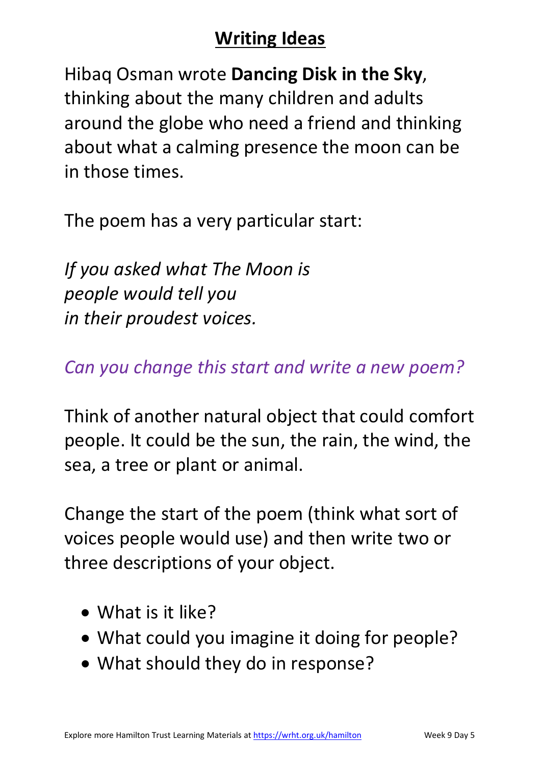# Writing Ideas

Hibaq Osman wrote **Dancing Disk in the Sky**, thinking about the many children and adults around the globe who need a friend and thinking about what a calming presence the moon can be in those times.

The poem has a very particular start:

*If you asked what The Moon is*
*people would tell you*
*in their proudest voices.*

*Can you change this start and write a new poem?*

Think of another natural object that could comfort people. It could be the sun, the rain, the wind, the sea, a tree or plant or animal.

Change the start of the poem (think what sort of voices people would use) and then write two or three descriptions of your object.

- What is it like?
- What could you imagine it doing for people?
- What should they do in response?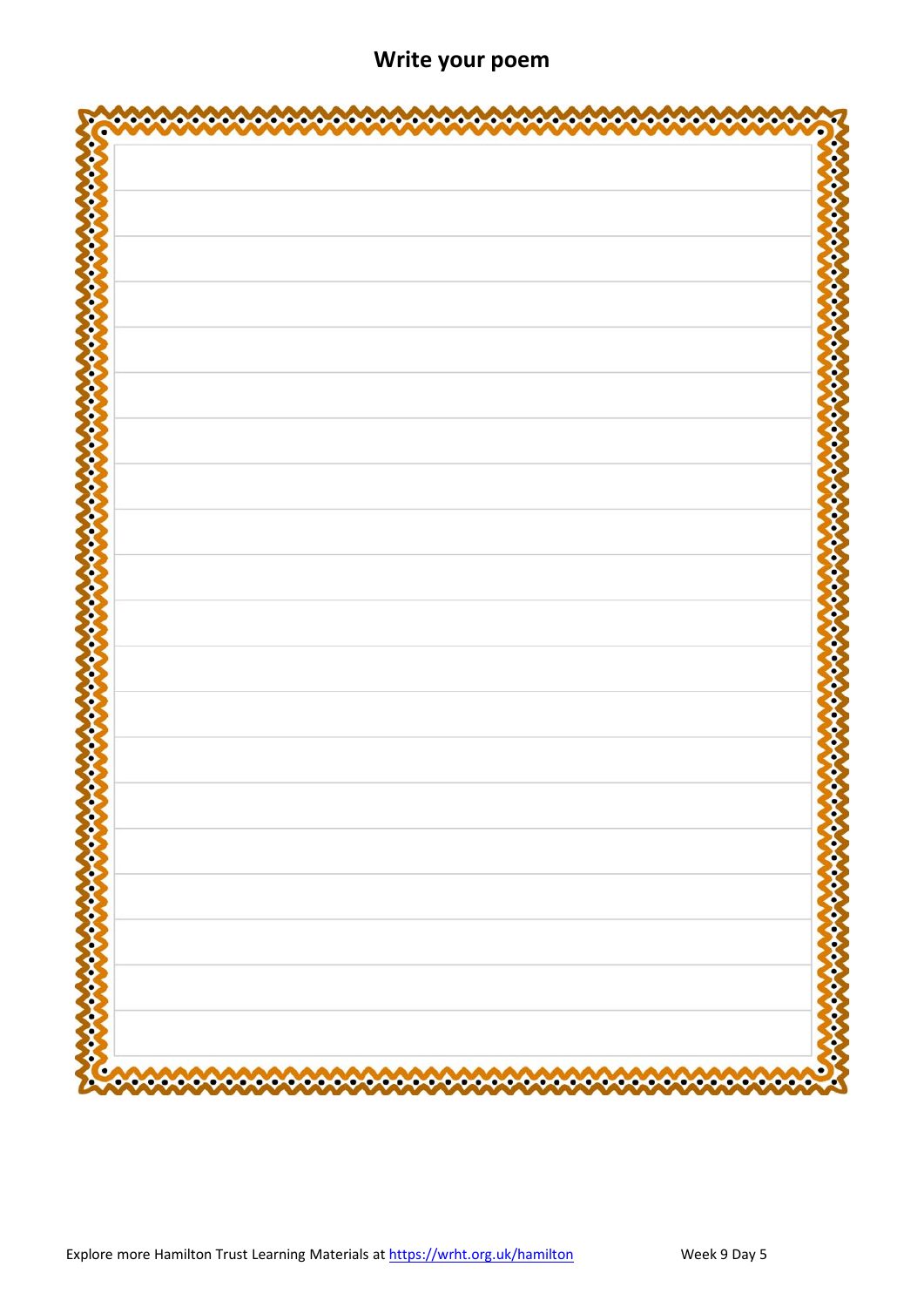# Write your poem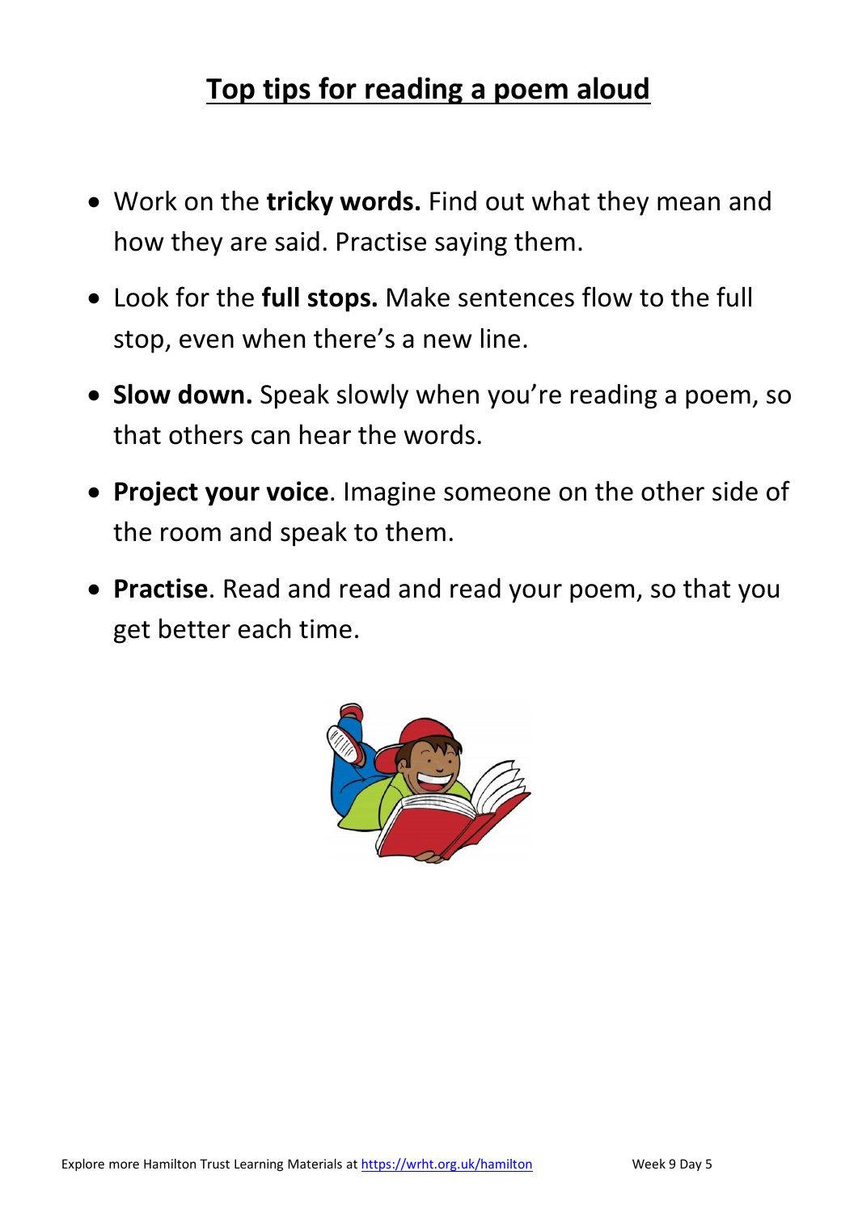# Top tips for reading a poem aloud

- Work on the **tricky words.** Find out what they mean and how they are said. Practise saying them.
- Look for the **full stops.** Make sentences flow to the full stop, even when there's a new line.
- **Slow down.** Speak slowly when you're reading a poem, so that others can hear the words.
- **Project your voice**. Imagine someone on the other side of the room and speak to them.
- **Practise**. Read and read and read your poem, so that you get better each time.